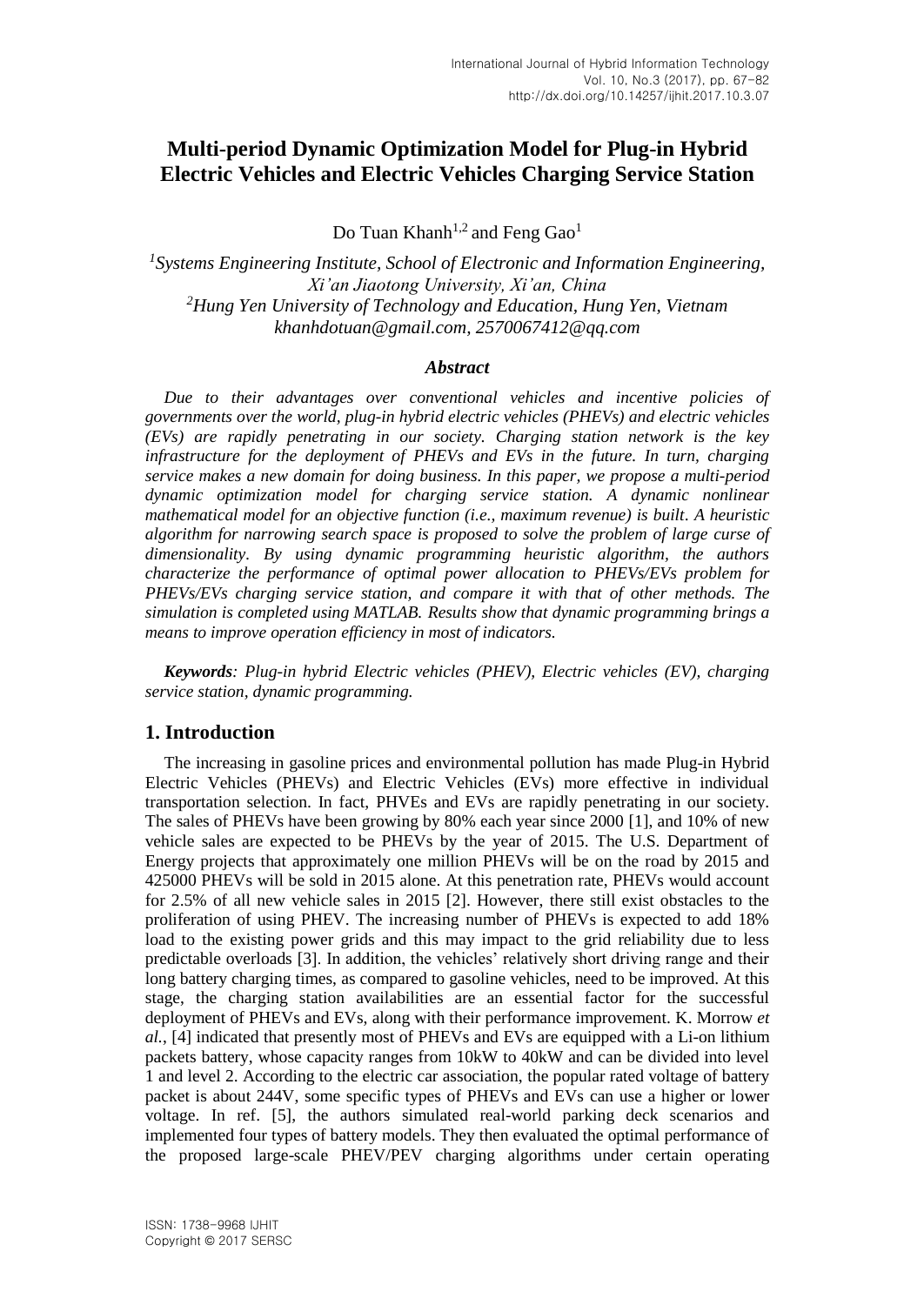# Multi-period Dynamic Optimization Model for Plug-in Hybrid Electric Vehicles and Electric Vehicles Charging Service Station

Do Tuan Khanh[1,2] and Feng Gao[1]

[1]*Systems Engineering Institute, School of Electronic and Information Engineering, Xi'an Jiaotong University, Xi'an, China*
[2]*Hung Yen University of Technology and Education, Hung Yen, Vietnam*
*khanhdotuan@gmail.com, 2570067412@qq.com*

### *Abstract*

*Due to their advantages over conventional vehicles and incentive policies of governments over the world, plug-in hybrid electric vehicles (PHEVs) and electric vehicles (EVs) are rapidly penetrating in our society. Charging station network is the key infrastructure for the deployment of PHEVs and EVs in the future. In turn, charging service makes a new domain for doing business. In this paper, we propose a multi-period dynamic optimization model for charging service station. A dynamic nonlinear mathematical model for an objective function (i.e., maximum revenue) is built. A heuristic algorithm for narrowing search space is proposed to solve the problem of large curse of dimensionality. By using dynamic programming heuristic algorithm, the authors characterize the performance of optimal power allocation to PHEVs/EVs problem for PHEVs/EVs charging service station, and compare it with that of other methods. The simulation is completed using MATLAB. Results show that dynamic programming brings a means to improve operation efficiency in most of indicators.*

***Keywords****: Plug-in hybrid Electric vehicles (PHEV), Electric vehicles (EV), charging service station, dynamic programming.*

## 1. Introduction

The increasing in gasoline prices and environmental pollution has made Plug-in Hybrid Electric Vehicles (PHEVs) and Electric Vehicles (EVs) more effective in individual transportation selection. In fact, PHVEs and EVs are rapidly penetrating in our society. The sales of PHEVs have been growing by 80% each year since 2000 [1], and 10% of new vehicle sales are expected to be PHEVs by the year of 2015. The U.S. Department of Energy projects that approximately one million PHEVs will be on the road by 2015 and 425000 PHEVs will be sold in 2015 alone. At this penetration rate, PHEVs would account for 2.5% of all new vehicle sales in 2015 [2]. However, there still exist obstacles to the proliferation of using PHEV. The increasing number of PHEVs is expected to add 18% load to the existing power grids and this may impact to the grid reliability due to less predictable overloads [3]. In addition, the vehicles' relatively short driving range and their long battery charging times, as compared to gasoline vehicles, need to be improved. At this stage, the charging station availabilities are an essential factor for the successful deployment of PHEVs and EVs, along with their performance improvement. K. Morrow *et al.*, [4] indicated that presently most of PHEVs and EVs are equipped with a Li-on lithium packets battery, whose capacity ranges from 10kW to 40kW and can be divided into level 1 and level 2. According to the electric car association, the popular rated voltage of battery packet is about 244V, some specific types of PHEVs and EVs can use a higher or lower voltage. In ref. [5], the authors simulated real-world parking deck scenarios and implemented four types of battery models. They then evaluated the optimal performance of the proposed large-scale PHEV/PEV charging algorithms under certain operating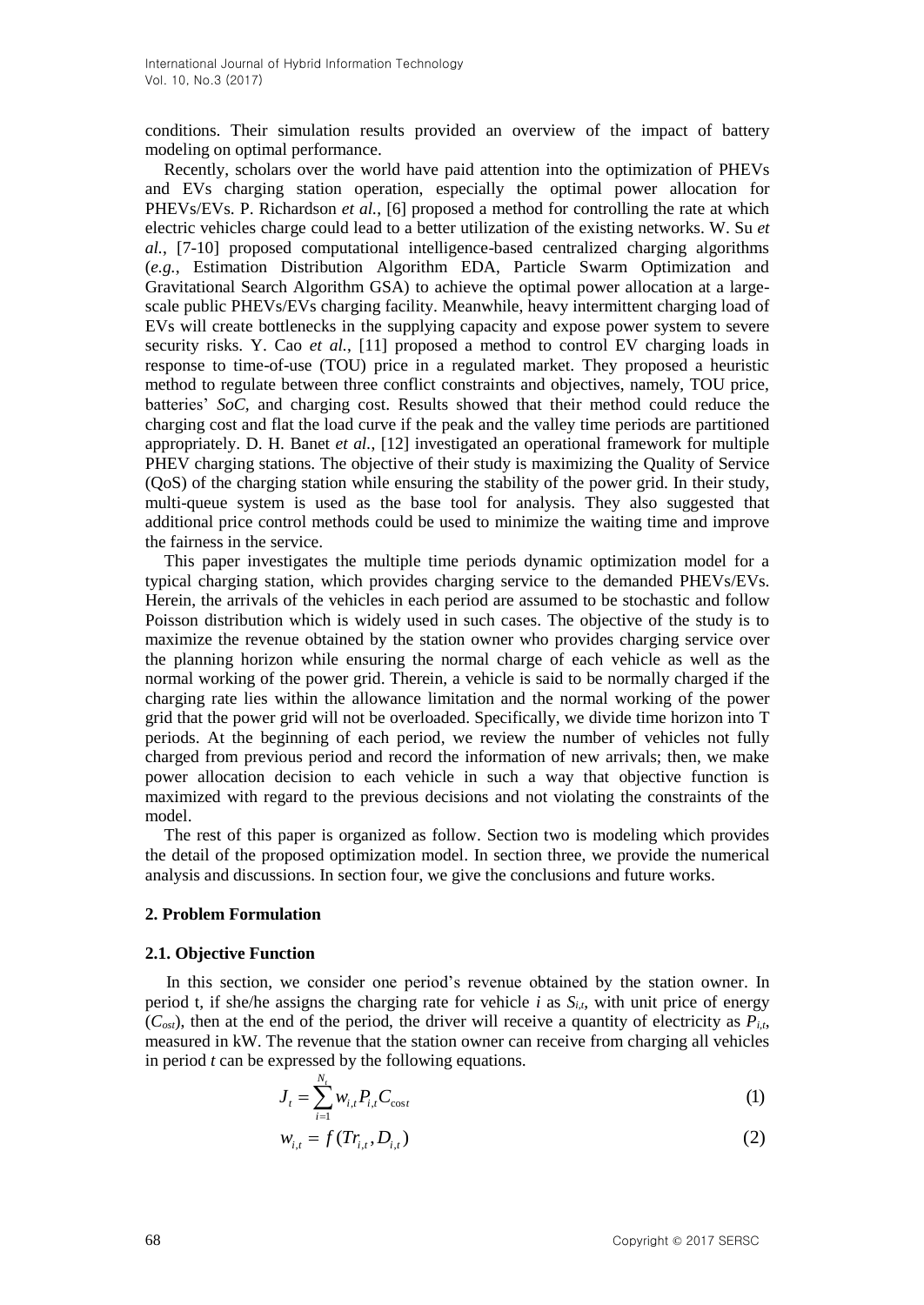conditions. Their simulation results provided an overview of the impact of battery modeling on optimal performance.

Recently, scholars over the world have paid attention into the optimization of PHEVs and EVs charging station operation, especially the optimal power allocation for PHEVs/EVs. P. Richardson *et al.*, [6] proposed a method for controlling the rate at which electric vehicles charge could lead to a better utilization of the existing networks. W. Su *et al.*, [7-10] proposed computational intelligence-based centralized charging algorithms (*e.g.*, Estimation Distribution Algorithm EDA, Particle Swarm Optimization and Gravitational Search Algorithm GSA) to achieve the optimal power allocation at a large-scale public PHEVs/EVs charging facility. Meanwhile, heavy intermittent charging load of EVs will create bottlenecks in the supplying capacity and expose power system to severe security risks. Y. Cao *et al.*, [11] proposed a method to control EV charging loads in response to time-of-use (TOU) price in a regulated market. They proposed a heuristic method to regulate between three conflict constraints and objectives, namely, TOU price, batteries' *SoC*, and charging cost. Results showed that their method could reduce the charging cost and flat the load curve if the peak and the valley time periods are partitioned appropriately. D. H. Banet *et al.*, [12] investigated an operational framework for multiple PHEV charging stations. The objective of their study is maximizing the Quality of Service (QoS) of the charging station while ensuring the stability of the power grid. In their study, multi-queue system is used as the base tool for analysis. They also suggested that additional price control methods could be used to minimize the waiting time and improve the fairness in the service.

This paper investigates the multiple time periods dynamic optimization model for a typical charging station, which provides charging service to the demanded PHEVs/EVs. Herein, the arrivals of the vehicles in each period are assumed to be stochastic and follow Poisson distribution which is widely used in such cases. The objective of the study is to maximize the revenue obtained by the station owner who provides charging service over the planning horizon while ensuring the normal charge of each vehicle as well as the normal working of the power grid. Therein, a vehicle is said to be normally charged if the charging rate lies within the allowance limitation and the normal working of the power grid that the power grid will not be overloaded. Specifically, we divide time horizon into T periods. At the beginning of each period, we review the number of vehicles not fully charged from previous period and record the information of new arrivals; then, we make power allocation decision to each vehicle in such a way that objective function is maximized with regard to the previous decisions and not violating the constraints of the model.

The rest of this paper is organized as follow. Section two is modeling which provides the detail of the proposed optimization model. In section three, we provide the numerical analysis and discussions. In section four, we give the conclusions and future works.

## 2. Problem Formulation

### 2.1. Objective Function

In this section, we consider one period's revenue obtained by the station owner. In period t, if she/he assigns the charging rate for vehicle $i$ as $S_{i,t}$, with unit price of energy ($C_{ost}$), then at the end of the period, the driver will receive a quantity of electricity as $P_{i,t}$, measured in kW. The revenue that the station owner can receive from charging all vehicles in period $t$ can be expressed by the following equations.

$$J_t = \sum_{i=1}^{N_t} w_{i,t} P_{i,t} C_{\cos t} \tag{1}$$

$$w_{i,t} = f(Tr_{i,t}, D_{i,t}) \tag{2}$$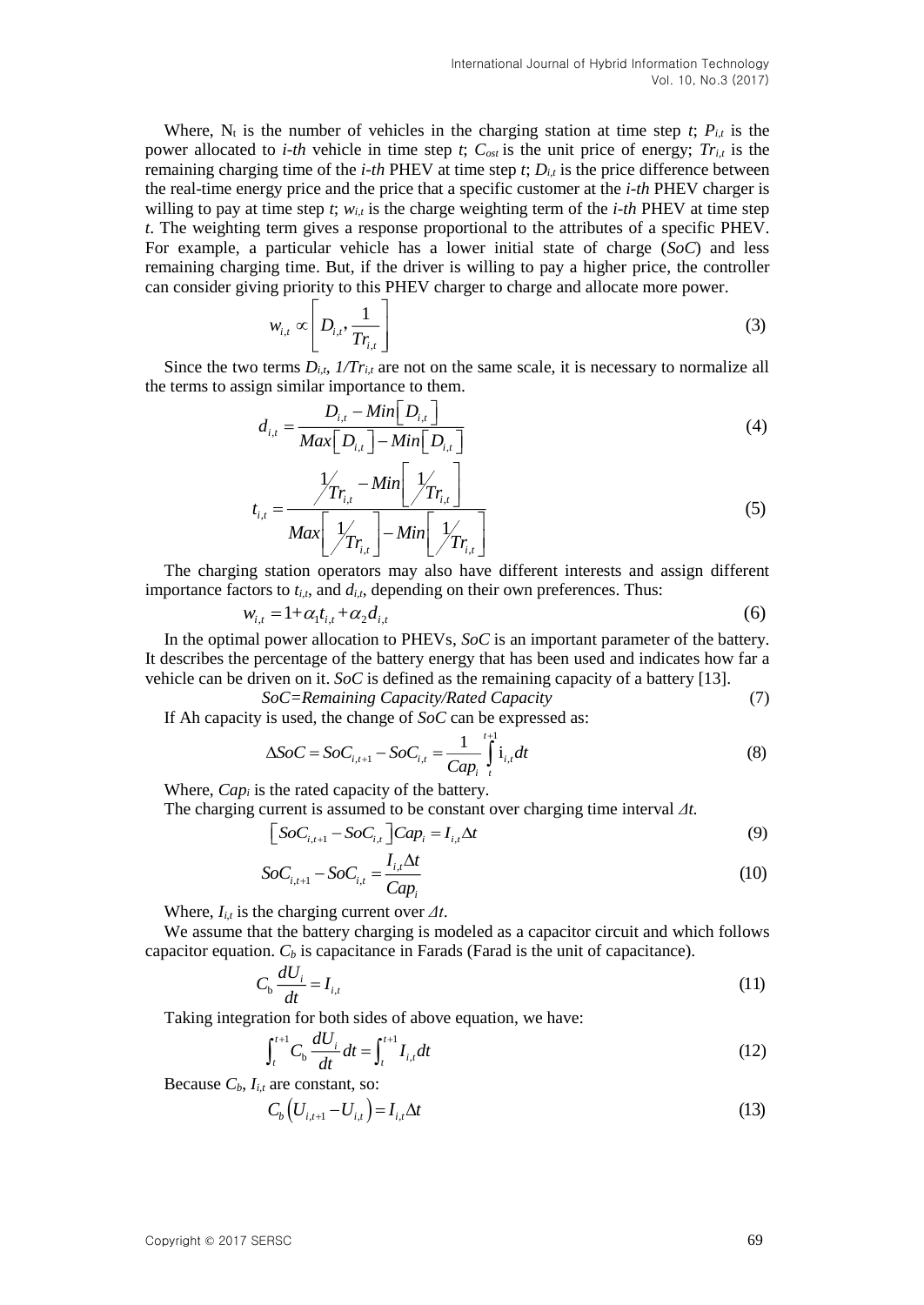Where, $N_t$ is the number of vehicles in the charging station at time step *t*; $P_{i,t}$ is the power allocated to *i-th* vehicle in time step *t*; $C_{ost}$ is the unit price of energy; $Tr_{i,t}$ is the remaining charging time of the *i-th* PHEV at time step *t*; $D_{i,t}$ is the price difference between the real-time energy price and the price that a specific customer at the *i-th* PHEV charger is willing to pay at time step *t*; $w_{i,t}$ is the charge weighting term of the *i-th* PHEV at time step *t*. The weighting term gives a response proportional to the attributes of a specific PHEV. For example, a particular vehicle has a lower initial state of charge (*SoC*) and less remaining charging time. But, if the driver is willing to pay a higher price, the controller can consider giving priority to this PHEV charger to charge and allocate more power.

$$w_{i,t} \propto \left[ D_{i,t}, \frac{1}{Tr_{i,t}} \right] \tag{3}$$

Since the two terms $D_{i,t}$, $1/Tr_{i,t}$ are not on the same scale, it is necessary to normalize all the terms to assign similar importance to them.

$$d_{i,t} = \frac{D_{i,t} - Min\left[D_{i,t}\right]}{Max\left[D_{i,t}\right] - Min\left[D_{i,t}\right]} \tag{4}$$

$$t_{i,t} = \frac{1/Tr_{i,t} - Min\left[1/Tr_{i,t}\right]}{Max\left[1/Tr_{i,t}\right] - Min\left[1/Tr_{i,t}\right]} \tag{5}$$

The charging station operators may also have different interests and assign different importance factors to $t_{i,t}$, and $d_{i,t}$, depending on their own preferences. Thus:

$$w_{i,t} = 1 + \alpha_1 t_{i,t} + \alpha_2 d_{i,t} \tag{6}$$

In the optimal power allocation to PHEVs, *SoC* is an important parameter of the battery. It describes the percentage of the battery energy that has been used and indicates how far a vehicle can be driven on it. *SoC* is defined as the remaining capacity of a battery [13].

$$SoC = Remaining\ Capacity/Rated\ Capacity \tag{7}$$

If Ah capacity is used, the change of *SoC* can be expressed as:

$$\Delta SoC = SoC_{i,t+1} - SoC_{i,t} = \frac{1}{Cap_i} \int_t^{t+1} \mathrm{i}_{i,t} dt \tag{8}$$

Where, $Cap_i$ is the rated capacity of the battery.

The charging current is assumed to be constant over charging time interval $\Delta t$.

$$\left[SoC_{i,t+1} - SoC_{i,t}\right] Cap_i = I_{i,t} \Delta t \tag{9}$$

$$SoC_{i,t+1} - SoC_{i,t} = \frac{I_{i,t} \Delta t}{Cap_i} \tag{10}$$

Where, $I_{i,t}$ is the charging current over $\Delta t$.

We assume that the battery charging is modeled as a capacitor circuit and which follows capacitor equation. $C_b$ is capacitance in Farads (Farad is the unit of capacitance).

$$C_b \frac{dU_i}{dt} = I_{i,t} \tag{11}$$

Taking integration for both sides of above equation, we have:

$$\int_t^{t+1} C_b \frac{dU_i}{dt} dt = \int_t^{t+1} I_{i,t} dt \tag{12}$$

Because $C_b$, $I_{i,t}$ are constant, so:

$$C_b \left( U_{i,t+1} - U_{i,t} \right) = I_{i,t} \Delta t \tag{13}$$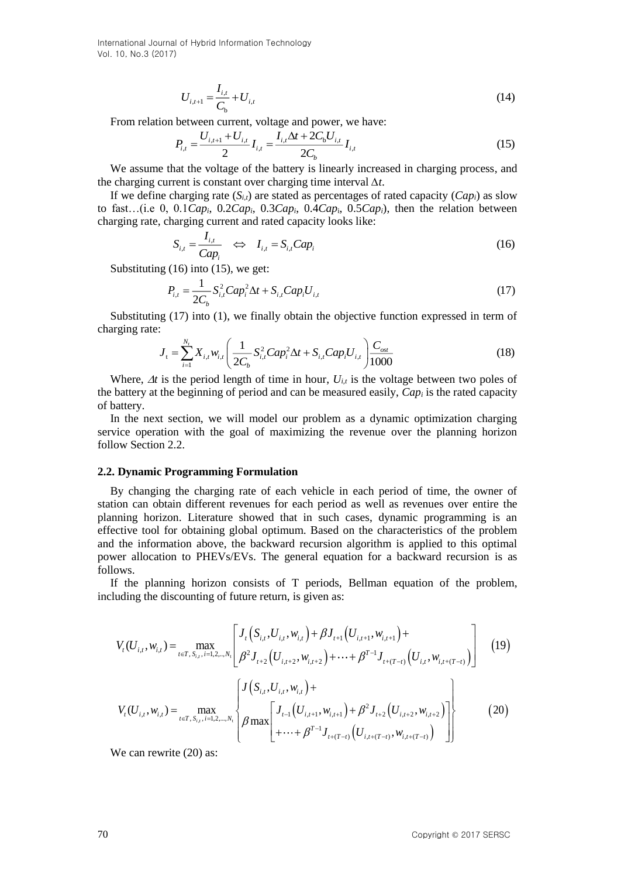$$U_{i,t+1} = \frac{I_{i,t}}{C_{\rm b}} + U_{i,t} \tag{14}$$

From relation between current, voltage and power, we have:

$$P_{i,t} = \frac{U_{i,t+1} + U_{i,t}}{2} I_{i,t} = \frac{I_{i,t}\Delta t + 2C_{\rm b}U_{i,t}}{2C_b} I_{i,t} \tag{15}$$

We assume that the voltage of the battery is linearly increased in charging process, and the charging current is constant over charging time interval $\Delta t$.

If we define charging rate ($S_{i,t}$) are stated as percentages of rated capacity ($Cap_i$) as slow to fast…(i.e 0, $0.1Cap_i$, $0.2Cap_i$, $0.3Cap_i$, $0.4Cap_i$, $0.5Cap_i$), then the relation between charging rate, charging current and rated capacity looks like:

$$S_{i,t} = \frac{I_{i,t}}{Cap_i} \quad \Leftrightarrow \quad I_{i,t} = S_{i,t}Cap_i \tag{16}$$

Substituting (16) into (15), we get:

$$P_{i,t} = \frac{1}{2C_b} S_{i,t}^2 Cap_i^2 \Delta t + S_{i,t} Cap_i U_{i,t} \tag{17}$$

Substituting (17) into (1), we finally obtain the objective function expressed in term of charging rate:

$$J_{\rm t} = \sum_{i=1}^{N_t} X_{i,t} w_{i,t} \left( \frac{1}{2C_b} S_{i,t}^2 Cap_i^2 \Delta t + S_{i,t} Cap_i U_{i,t} \right) \frac{C_{ost}}{1000} \tag{18}$$

Where, $\Delta t$ is the period length of time in hour, $U_{i,t}$ is the voltage between two poles of the battery at the beginning of period and can be measured easily, $Cap_i$ is the rated capacity of battery.

In the next section, we will model our problem as a dynamic optimization charging service operation with the goal of maximizing the revenue over the planning horizon follow Section 2.2.

### 2.2. Dynamic Programming Formulation

By changing the charging rate of each vehicle in each period of time, the owner of station can obtain different revenues for each period as well as revenues over entire the planning horizon. Literature showed that in such cases, dynamic programming is an effective tool for obtaining global optimum. Based on the characteristics of the problem and the information above, the backward recursion algorithm is applied to this optimal power allocation to PHEVs/EVs. The general equation for a backward recursion is as follows.

If the planning horizon consists of T periods, Bellman equation of the problem, including the discounting of future return, is given as:

$$V_t(U_{i,t}, w_{i,t}) = \max_{t \in T,\, S_{i,t},\, i=1,2,\ldots,N_t} \left[ \begin{array}{l} J_t\left(S_{i,t}, U_{i,t}, w_{i,t}\right) + \beta J_{t+1}\left(U_{i,t+1}, w_{i,t+1}\right) + \\ \beta^2 J_{t+2}\left(U_{i,t+2}, w_{i,t+2}\right) + \cdots + \beta^{T-1} J_{t+(T-t)}\left(U_{i,t}, w_{i,t+(T-t)}\right) \end{array} \right] \tag{19}$$

$$V_t(U_{i,t}, w_{i,t}) = \max_{t \in T,\, S_{i,t},\, i=1,2,\ldots,N_t} \left\{ \begin{array}{l} J\left(S_{i,t}, U_{i,t}, w_{i,t}\right) + \\ \beta \max \left[ \begin{array}{l} J_{t-1}\left(U_{i,t+1}, w_{i,t+1}\right) + \beta^2 J_{t+2}\left(U_{i,t+2}, w_{i,t+2}\right) \\ + \cdots + \beta^{T-1} J_{t+(T-t)}\left(U_{i,t+(T-t)}, w_{i,t+(T-t)}\right) \end{array} \right] \end{array} \right\} \tag{20}$$

We can rewrite (20) as: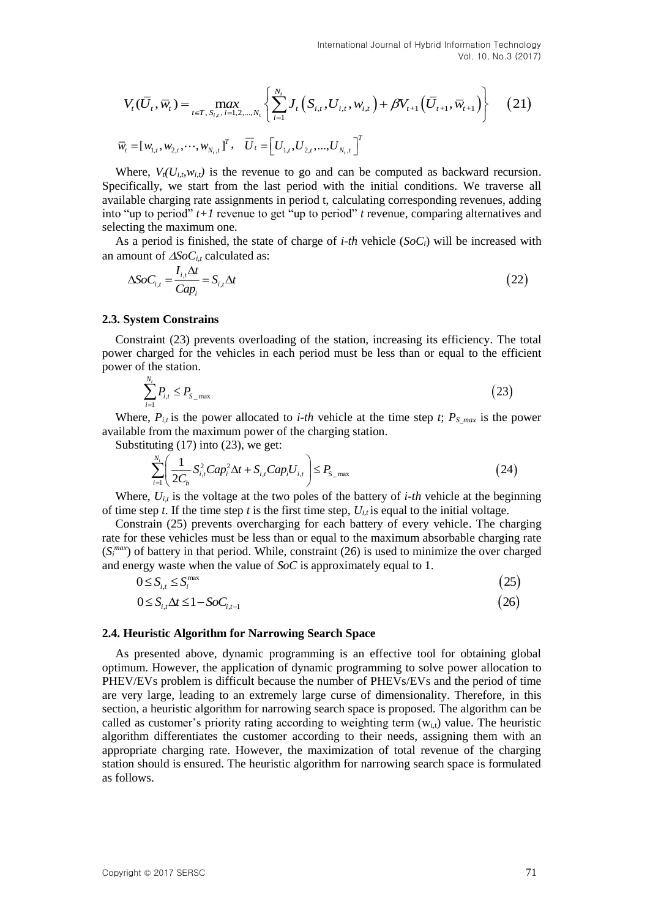$$V_t(\overline{U}_t, \overline{w}_t) = \max_{t \in T,\, S_{i,t},\, i=1,2,\ldots,N_t} \left\{ \sum_{i=1}^{N_t} J_t\left(S_{i,t}, U_{i,t}, w_{i,t}\right) + \beta V_{t+1}\left(\overline{U}_{t+1}, \overline{w}_{t+1}\right) \right\} \quad (21)$$

$$\overline{w}_t = [w_{1,t}, w_{2,t}, \cdots, w_{N_t,t}]^T, \quad \overline{U}_t = \left[U_{1,t}, U_{2,t}, \ldots, U_{N_t,t}\right]^T$$

Where, $V_t(U_{i,t}, w_{i,t})$ is the revenue to go and can be computed as backward recursion. Specifically, we start from the last period with the initial conditions. We traverse all available charging rate assignments in period t, calculating corresponding revenues, adding into "up to period" $t+1$ revenue to get "up to period" $t$ revenue, comparing alternatives and selecting the maximum one.

As a period is finished, the state of charge of *i-th* vehicle ($SoC_i$) will be increased with an amount of $\Delta SoC_{i,t}$ calculated as:

$$\Delta SoC_{i,t} = \frac{I_{i,t}\Delta t}{Cap_i} = S_{i,t}\Delta t \quad (22)$$

### 2.3. System Constrains

Constraint (23) prevents overloading of the station, increasing its efficiency. The total power charged for the vehicles in each period must be less than or equal to the efficient power of the station.

$$\sum_{i=1}^{N_t} P_{i,t} \leq P_{S\_\max} \quad (23)$$

Where, $P_{i,t}$ is the power allocated to *i-th* vehicle at the time step $t$; $P_{S\_max}$ is the power available from the maximum power of the charging station.

Substituting (17) into (23), we get:

$$\sum_{i=1}^{N_t} \left( \frac{1}{2C_b} S_{i,t}^2 Cap_i^2 \Delta t + S_{i,t} Cap_i U_{i,t} \right) \leq P_{S\_\max} \quad (24)$$

Where, $U_{i,t}$ is the voltage at the two poles of the battery of *i-th* vehicle at the beginning of time step $t$. If the time step $t$ is the first time step, $U_{i,t}$ is equal to the initial voltage.

Constrain (25) prevents overcharging for each battery of every vehicle. The charging rate for these vehicles must be less than or equal to the maximum absorbable charging rate ($S_i^{max}$) of battery in that period. While, constraint (26) is used to minimize the over charged and energy waste when the value of *SoC* is approximately equal to 1.

$$0 \leq S_{i,t} \leq S_i^{\max} \quad (25)$$

$$0 \leq S_{i,t}\Delta t \leq 1 - SoC_{i,t-1} \quad (26)$$

### 2.4. Heuristic Algorithm for Narrowing Search Space

As presented above, dynamic programming is an effective tool for obtaining global optimum. However, the application of dynamic programming to solve power allocation to PHEV/EVs problem is difficult because the number of PHEVs/EVs and the period of time are very large, leading to an extremely large curse of dimensionality. Therefore, in this section, a heuristic algorithm for narrowing search space is proposed. The algorithm can be called as customer's priority rating according to weighting term ($w_{i,t}$) value. The heuristic algorithm differentiates the customer according to their needs, assigning them with an appropriate charging rate. However, the maximization of total revenue of the charging station should is ensured. The heuristic algorithm for narrowing search space is formulated as follows.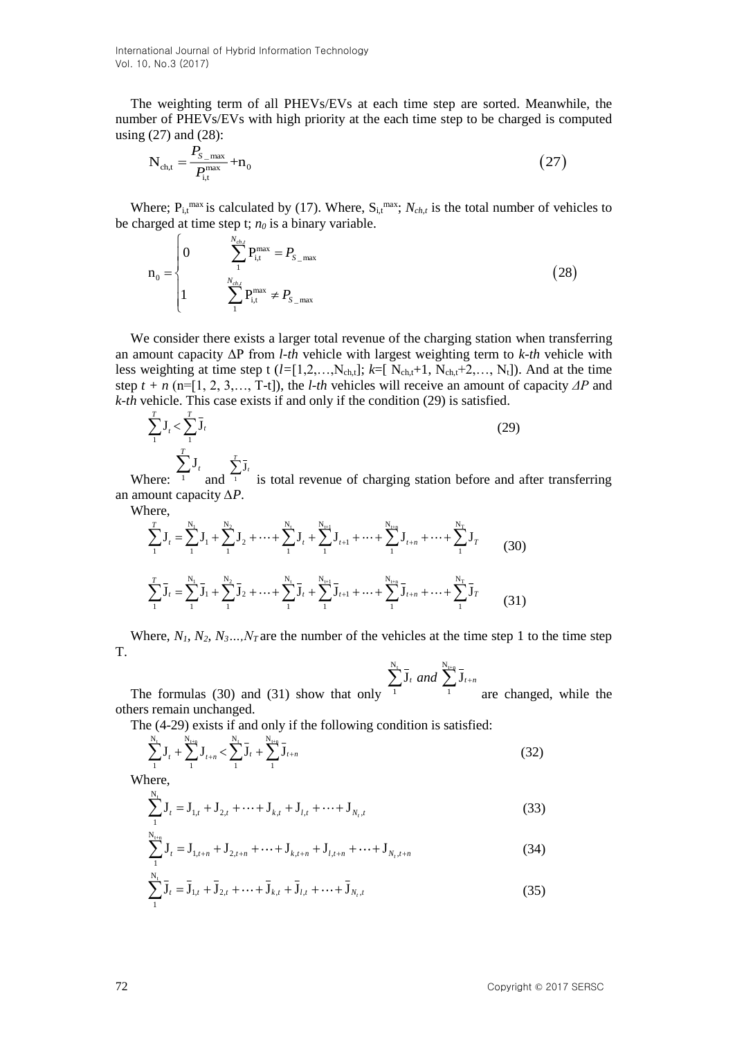The weighting term of all PHEVs/EVs at each time step are sorted. Meanwhile, the number of PHEVs/EVs with high priority at the each time step to be charged is computed using (27) and (28):

$$\mathrm{N}_{\mathrm{ch,t}} = \frac{P_{S\_\max}}{P_{\mathrm{i,t}}^{\max}} + \mathrm{n}_0 \tag{27}$$

Where; $\mathrm{P}_{\mathrm{i,t}}^{\max}$ is calculated by (17). Where, $\mathrm{S}_{\mathrm{i,t}}^{\max}$; $N_{ch,t}$ is the total number of vehicles to be charged at time step t; $n_0$ is a binary variable.

$$\mathrm{n}_0 = \begin{cases} 0 & \sum_{1}^{N_{ch,t}} \mathrm{P}_{\mathrm{i,t}}^{\max} = P_{S\_\max} \\ 1 & \sum_{1}^{N_{ch,t}} \mathrm{P}_{\mathrm{i,t}}^{\max} \neq P_{S\_\max} \end{cases} \tag{28}$$

We consider there exists a larger total revenue of the charging station when transferring an amount capacity $\Delta$P from *l-th* vehicle with largest weighting term to *k-th* vehicle with less weighting at time step t ($l$=[1,2,…,$\mathrm{N}_{\mathrm{ch,t}}$]; $k$=[ $\mathrm{N}_{\mathrm{ch,t}}$+1, $\mathrm{N}_{\mathrm{ch,t}}$+2,…, $\mathrm{N}_{\mathrm{t}}$]). And at the time step $t + n$ (n=[1, 2, 3,…, T-t]), the *l-th* vehicles will receive an amount of capacity $\Delta P$ and *k-th* vehicle. This case exists if and only if the condition (29) is satisfied.

$$\sum_{1}^{T} \mathrm{J}_t < \sum_{1}^{T} \bar{\mathrm{J}}_t \tag{29}$$

Where: $\sum_{1}^{T} \mathrm{J}_t$ and $\sum_{1}^{T} \bar{\mathrm{J}}_t$ is total revenue of charging station before and after transferring an amount capacity $\Delta P$.

Where,

$$\sum_{1}^{T} \mathrm{J}_t = \sum_{1}^{\mathrm{N}_1} \mathrm{J}_1 + \sum_{1}^{\mathrm{N}_2} \mathrm{J}_2 + \cdots + \sum_{1}^{\mathrm{N}_t} \mathrm{J}_t + \sum_{1}^{\mathrm{N}_{t+1}} \mathrm{J}_{t+1} + \cdots + \sum_{1}^{\mathrm{N}_{t+n}} \mathrm{J}_{t+n} + \cdots + \sum_{1}^{\mathrm{N}_T} \mathrm{J}_T \tag{30}$$

$$\sum_{1}^{T} \bar{\mathrm{J}}_t = \sum_{1}^{\mathrm{N}_1} \bar{\mathrm{J}}_1 + \sum_{1}^{\mathrm{N}_2} \bar{\mathrm{J}}_2 + \cdots + \sum_{1}^{\mathrm{N}_t} \bar{\mathrm{J}}_t + \sum_{1}^{\mathrm{N}_{t+1}} \bar{\mathrm{J}}_{t+1} + \cdots + \sum_{1}^{\mathrm{N}_{t+n}} \bar{\mathrm{J}}_{t+n} + \cdots + \sum_{1}^{\mathrm{N}_T} \bar{\mathrm{J}}_T \tag{31}$$

Where, $N_1, N_2, N_3 ..., N_T$ are the number of the vehicles at the time step 1 to the time step T.

The formulas (30) and (31) show that only $\sum_{1}^{\mathrm{N}_t} \bar{\mathrm{J}}_t$ *and* $\sum_{1}^{\mathrm{N}_{t+n}} \bar{\mathrm{J}}_{t+n}$ are changed, while the others remain unchanged.

The (4-29) exists if and only if the following condition is satisfied:

$$\sum_{1}^{\mathrm{N}_t} \mathrm{J}_t + \sum_{1}^{\mathrm{N}_{t+n}} \mathrm{J}_{t+n} < \sum_{1}^{\mathrm{N}_t} \bar{\mathrm{J}}_t + \sum_{1}^{\mathrm{N}_{t+n}} \bar{\mathrm{J}}_{t+n} \tag{32}$$

Where,

$$\sum_{1}^{\mathrm{N}_t} \mathrm{J}_t = \mathrm{J}_{1,t} + \mathrm{J}_{2,t} + \cdots + \mathrm{J}_{k,t} + \mathrm{J}_{l,t} + \cdots + \mathrm{J}_{N_t,t} \tag{33}$$

$$\sum_{1}^{\mathrm{N}_{t+n}} \mathrm{J}_t = \mathrm{J}_{1,t+n} + \mathrm{J}_{2,t+n} + \cdots + \mathrm{J}_{k,t+n} + \mathrm{J}_{l,t+n} + \cdots + \mathrm{J}_{N_t,t+n} \tag{34}$$

$$\sum_{1}^{\mathrm{N}_t} \bar{\mathrm{J}}_t = \bar{\mathrm{J}}_{1,t} + \bar{\mathrm{J}}_{2,t} + \cdots + \bar{\mathrm{J}}_{k,t} + \bar{\mathrm{J}}_{l,t} + \cdots + \bar{\mathrm{J}}_{N_t,t} \tag{35}$$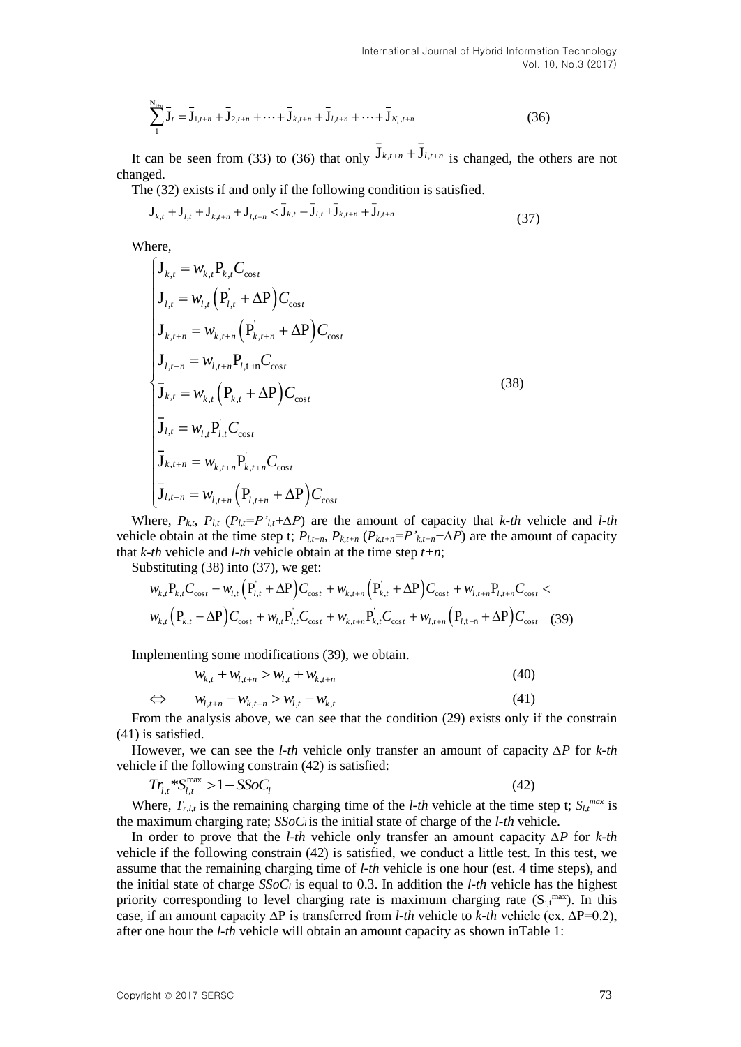$$\sum_{1}^{N_{t+n}} \bar{J}_t = \bar{J}_{1,t+n} + \bar{J}_{2,t+n} + \cdots + \bar{J}_{k,t+n} + \bar{J}_{l,t+n} + \cdots + \bar{J}_{N_t,t+n} \tag{36}$$

It can be seen from (33) to (36) that only $\bar{J}_{k,t+n} + \bar{J}_{l,t+n}$ is changed, the others are not changed.

The (32) exists if and only if the following condition is satisfied.

$$J_{k,t} + J_{l,t} + J_{k,t+n} + J_{l,t+n} < \bar{J}_{k,t} + \bar{J}_{l,t} + \bar{J}_{k,t+n} + \bar{J}_{l,t+n} \tag{37}$$

Where,

$$\begin{cases} J_{k,t} = w_{k,t} P_{k,t} C_{\cos t} \\ J_{l,t} = w_{l,t} \left( P'_{l,t} + \Delta P \right) C_{\cos t} \\ J_{k,t+n} = w_{k,t+n} \left( P'_{k,t+n} + \Delta P \right) C_{\cos t} \\ J_{l,t+n} = w_{l,t+n} P_{l,t+n} C_{\cos t} \\ \bar{J}_{k,t} = w_{k,t} \left( P_{k,t} + \Delta P \right) C_{\cos t} \\ \bar{J}_{l,t} = w_{l,t} P'_{l,t} C_{\cos t} \\ \bar{J}_{k,t+n} = w_{k,t+n} P'_{k,t+n} C_{\cos t} \\ \bar{J}_{l,t+n} = w_{l,t+n} \left( P_{l,t+n} + \Delta P \right) C_{\cos t} \end{cases} \tag{38}$$

Where, $P_{k,t}$, $P_{l,t}$ ($P_{l,t}=P'_{l,t}+\Delta P$) are the amount of capacity that *k-th* vehicle and *l-th* vehicle obtain at the time step t; $P_{l,t+n}$, $P_{k,t+n}$ ($P_{k,t+n}=P'_{k,t+n}+\Delta P$) are the amount of capacity that *k-th* vehicle and *l-th* vehicle obtain at the time step *t+n*;

Substituting (38) into (37), we get:

$$\begin{aligned} & w_{k,t} P_{k,t} C_{\cos t} + w_{l,t} \left( P'_{l,t} + \Delta P \right) C_{\cos t} + w_{k,t+n} \left( P'_{k,t} + \Delta P \right) C_{\cos t} + w_{l,t+n} P_{l,t+n} C_{\cos t} < \\ & w_{k,t} \left( P_{k,t} + \Delta P \right) C_{\cos t} + w_{l,t} P'_{l,t} C_{\cos t} + w_{k,t+n} P'_{k,t} C_{\cos t} + w_{l,t+n} \left( P_{l,t+n} + \Delta P \right) C_{\cos t} \end{aligned} \tag{39}$$

Implementing some modifications (39), we obtain.

$$w_{k,t} + w_{l,t+n} > w_{l,t} + w_{k,t+n} \tag{40}$$

$$\Leftrightarrow \quad w_{l,t+n} - w_{k,t+n} > w_{l,t} - w_{k,t} \tag{41}$$

From the analysis above, we can see that the condition (29) exists only if the constrain (41) is satisfied.

However, we can see the *l-th* vehicle only transfer an amount of capacity $\Delta P$ for *k-th* vehicle if the following constrain (42) is satisfied:

$$Tr_{l,t} * S_{l,t}^{\max} > 1 - SSoC_l \tag{42}$$

Where, $T_{r,l,t}$ is the remaining charging time of the *l-th* vehicle at the time step t; $S_{l,t}^{max}$ is the maximum charging rate; $SSoC_l$ is the initial state of charge of the *l-th* vehicle.

In order to prove that the *l-th* vehicle only transfer an amount capacity $\Delta P$ for *k-th* vehicle if the following constrain (42) is satisfied, we conduct a little test. In this test, we assume that the remaining charging time of *l-th* vehicle is one hour (est. 4 time steps), and the initial state of charge $SSoC_l$ is equal to 0.3. In addition the *l-th* vehicle has the highest priority corresponding to level charging rate is maximum charging rate ($S_{i,t}^{max}$). In this case, if an amount capacity $\Delta P$ is transferred from *l-th* vehicle to *k-th* vehicle (ex. $\Delta P=0.2$), after one hour the *l-th* vehicle will obtain an amount capacity as shown inTable 1: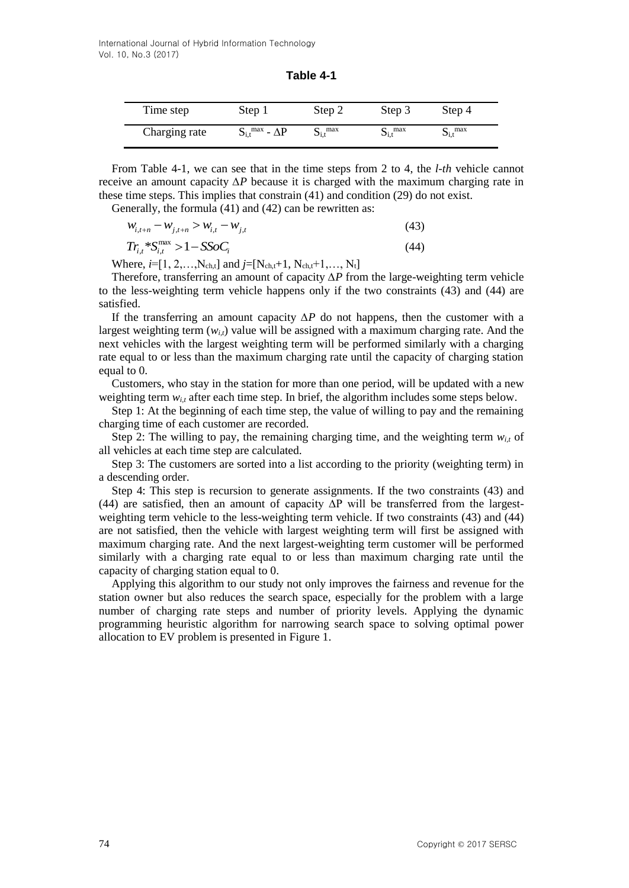**Table 4-1**

| Time step | Step 1 | Step 2 | Step 3 | Step 4 |
|---|---|---|---|---|
| Charging rate | $S_{i,t}^{max}$ - $\Delta P$ | $S_{i,t}^{max}$ | $S_{i,t}^{max}$ | $S_{i,t}^{max}$ |

From Table 4-1, we can see that in the time steps from 2 to 4, the *l-th* vehicle cannot receive an amount capacity $\Delta P$ because it is charged with the maximum charging rate in these time steps. This implies that constrain (41) and condition (29) do not exist.

Generally, the formula (41) and (42) can be rewritten as:

$$w_{i,t+n} - w_{j,t+n} > w_{i,t} - w_{j,t} \quad (43)$$

$$Tr_{i,t} * S_{i,t}^{max} > 1 - SSoC_i \quad (44)$$

Where, $i$=[1, 2,…,$N_{ch,t}$] and $j$=[$N_{ch,t}$+1, $N_{ch,t}$+1,…, $N_t$]

Therefore, transferring an amount of capacity $\Delta P$ from the large-weighting term vehicle to the less-weighting term vehicle happens only if the two constraints (43) and (44) are satisfied.

If the transferring an amount capacity $\Delta P$ do not happens, then the customer with a largest weighting term ($w_{i,t}$) value will be assigned with a maximum charging rate. And the next vehicles with the largest weighting term will be performed similarly with a charging rate equal to or less than the maximum charging rate until the capacity of charging station equal to 0.

Customers, who stay in the station for more than one period, will be updated with a new weighting term $w_{i,t}$ after each time step. In brief, the algorithm includes some steps below.

Step 1: At the beginning of each time step, the value of willing to pay and the remaining charging time of each customer are recorded.

Step 2: The willing to pay, the remaining charging time, and the weighting term $w_{i,t}$ of all vehicles at each time step are calculated.

Step 3: The customers are sorted into a list according to the priority (weighting term) in a descending order.

Step 4: This step is recursion to generate assignments. If the two constraints (43) and (44) are satisfied, then an amount of capacity $\Delta$P will be transferred from the largest-weighting term vehicle to the less-weighting term vehicle. If two constraints (43) and (44) are not satisfied, then the vehicle with largest weighting term will first be assigned with maximum charging rate. And the next largest-weighting term customer will be performed similarly with a charging rate equal to or less than maximum charging rate until the capacity of charging station equal to 0.

Applying this algorithm to our study not only improves the fairness and revenue for the station owner but also reduces the search space, especially for the problem with a large number of charging rate steps and number of priority levels. Applying the dynamic programming heuristic algorithm for narrowing search space to solving optimal power allocation to EV problem is presented in Figure 1.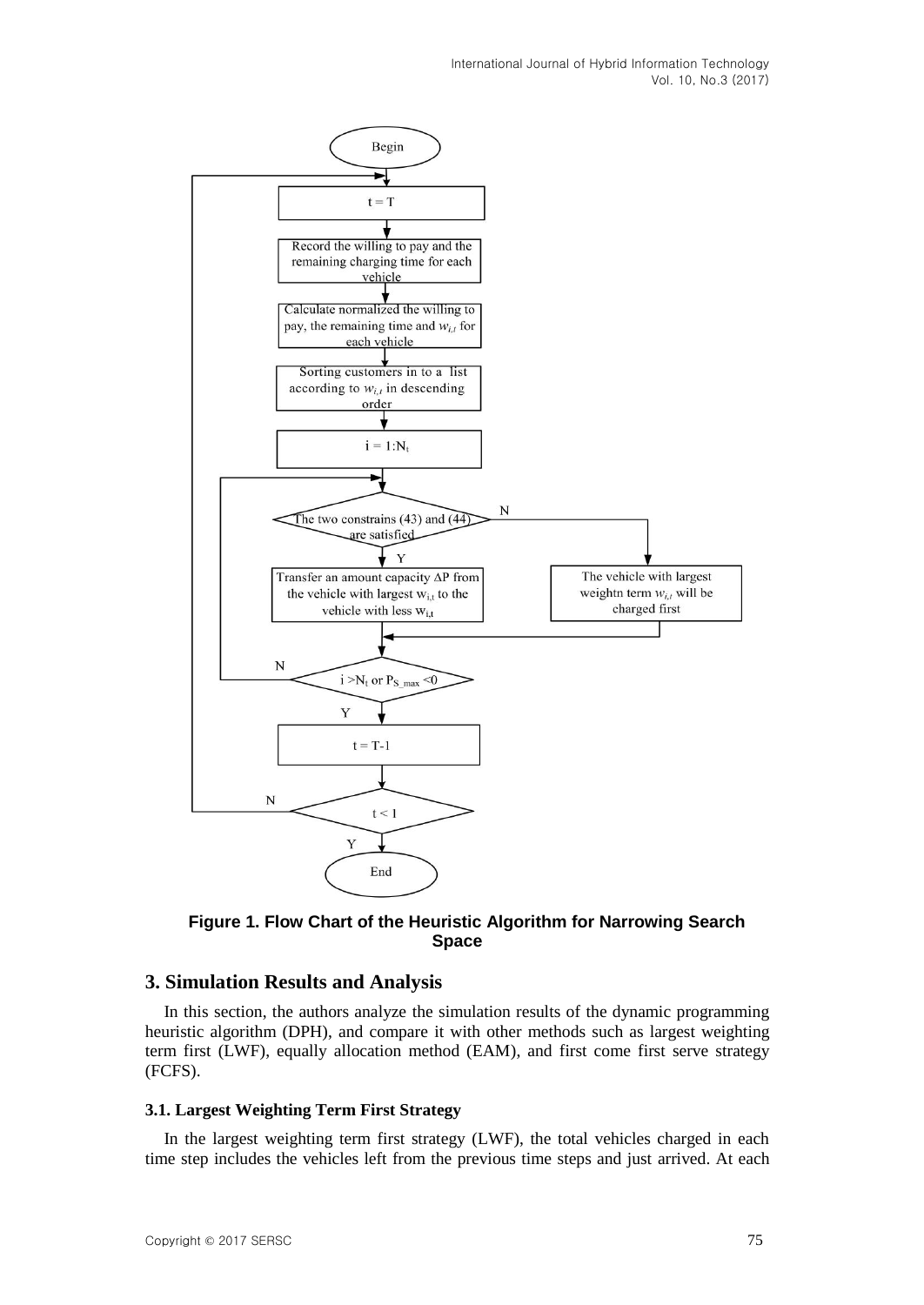**Figure 1. Flow Chart of the Heuristic Algorithm for Narrowing Search Space**

## 3. Simulation Results and Analysis

In this section, the authors analyze the simulation results of the dynamic programming heuristic algorithm (DPH), and compare it with other methods such as largest weighting term first (LWF), equally allocation method (EAM), and first come first serve strategy (FCFS).

### 3.1. Largest Weighting Term First Strategy

In the largest weighting term first strategy (LWF), the total vehicles charged in each time step includes the vehicles left from the previous time steps and just arrived. At each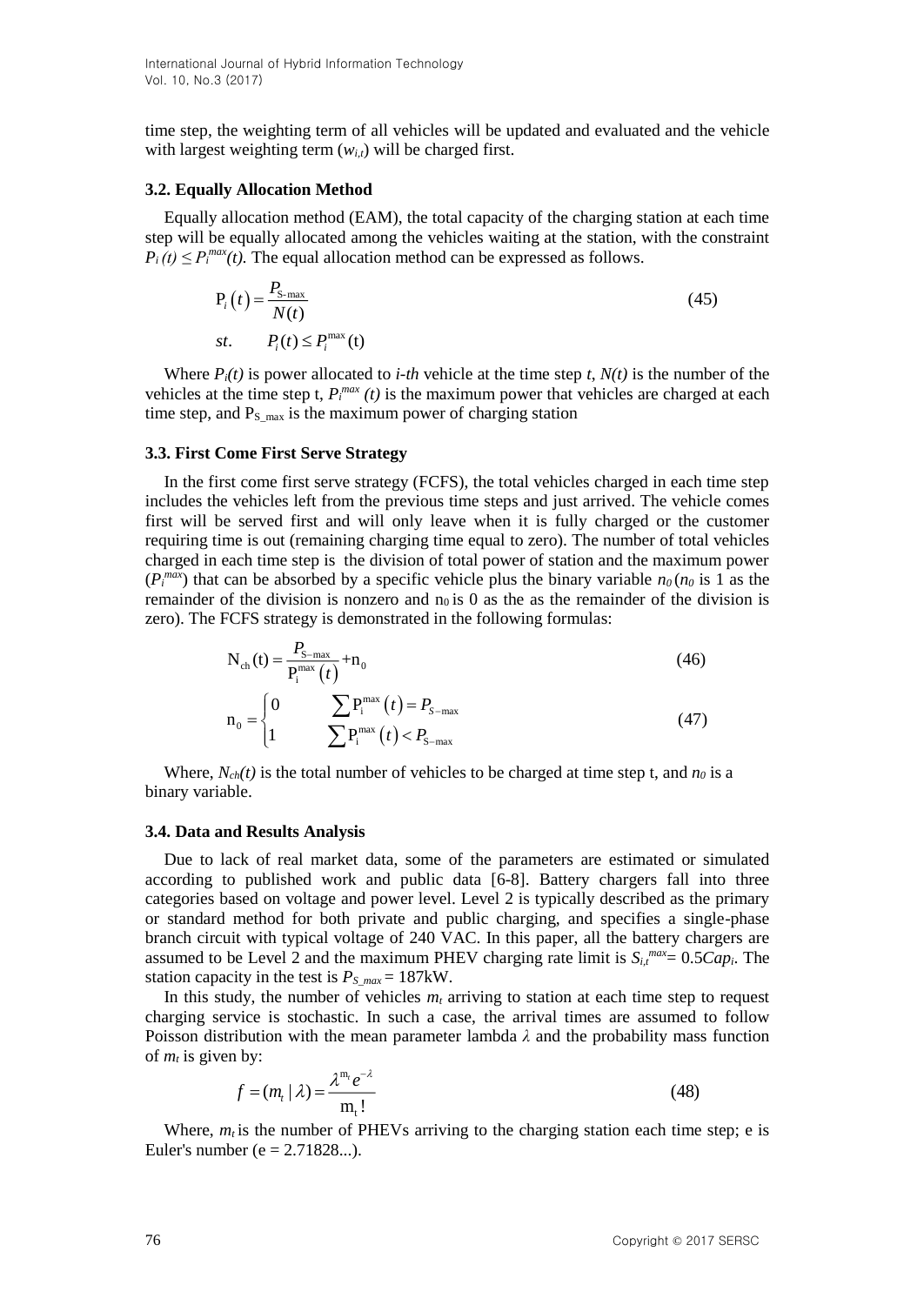time step, the weighting term of all vehicles will be updated and evaluated and the vehicle with largest weighting term ($w_{i,t}$) will be charged first.

### 3.2. Equally Allocation Method

Equally allocation method (EAM), the total capacity of the charging station at each time step will be equally allocated among the vehicles waiting at the station, with the constraint $P_i(t) \le P_i^{max}(t)$. The equal allocation method can be expressed as follows.

$$
\begin{aligned}
&\mathrm{P}_i(t) = \frac{P_{\mathrm{S\text{-}max}}}{N(t)} \\
&st. \qquad P_i(t) \le P_i^{\max}(\mathrm{t})
\end{aligned}
\tag{45}
$$

Where $P_i(t)$ is power allocated to *i-th* vehicle at the time step *t*, $N(t)$ is the number of the vehicles at the time step t, $P_i^{max}(t)$ is the maximum power that vehicles are charged at each time step, and $P_{S\_max}$ is the maximum power of charging station

### 3.3. First Come First Serve Strategy

In the first come first serve strategy (FCFS), the total vehicles charged in each time step includes the vehicles left from the previous time steps and just arrived. The vehicle comes first will be served first and will only leave when it is fully charged or the customer requiring time is out (remaining charging time equal to zero). The number of total vehicles charged in each time step is the division of total power of station and the maximum power ($P_i^{max}$) that can be absorbed by a specific vehicle plus the binary variable $n_0$ ($n_0$ is 1 as the remainder of the division is nonzero and $n_0$ is 0 as the as the remainder of the division is zero). The FCFS strategy is demonstrated in the following formulas:

$$
\mathrm{N_{ch}}(\mathrm{t}) = \frac{P_{\mathrm{S-max}}}{\mathrm{P_i^{max}}(t)} + \mathrm{n_0} \tag{46}
$$

$$
\mathrm{n_0} = \begin{cases} 0 & \sum \mathrm{P_i^{max}}(t) = P_{S-\max} \\ 1 & \sum \mathrm{P_i^{max}}(t) < P_{\mathrm{S-max}} \end{cases} \tag{47}
$$

Where, $N_{ch}(t)$ is the total number of vehicles to be charged at time step t, and $n_0$ is a binary variable.

### 3.4. Data and Results Analysis

Due to lack of real market data, some of the parameters are estimated or simulated according to published work and public data [6-8]. Battery chargers fall into three categories based on voltage and power level. Level 2 is typically described as the primary or standard method for both private and public charging, and specifies a single-phase branch circuit with typical voltage of 240 VAC. In this paper, all the battery chargers are assumed to be Level 2 and the maximum PHEV charging rate limit is $S_{i,t}^{max} = 0.5Cap_i$. The station capacity in the test is $P_{S\_max} = 187$kW.

In this study, the number of vehicles $m_t$ arriving to station at each time step to request charging service is stochastic. In such a case, the arrival times are assumed to follow Poisson distribution with the mean parameter lambda $\lambda$ and the probability mass function of $m_t$ is given by:

$$
f = (m_t \mid \lambda) = \frac{\lambda^{\mathrm{m_t}} e^{-\lambda}}{\mathrm{m_t}!} \tag{48}
$$

Where, $m_t$ is the number of PHEVs arriving to the charging station each time step; e is Euler's number (e = 2.71828...).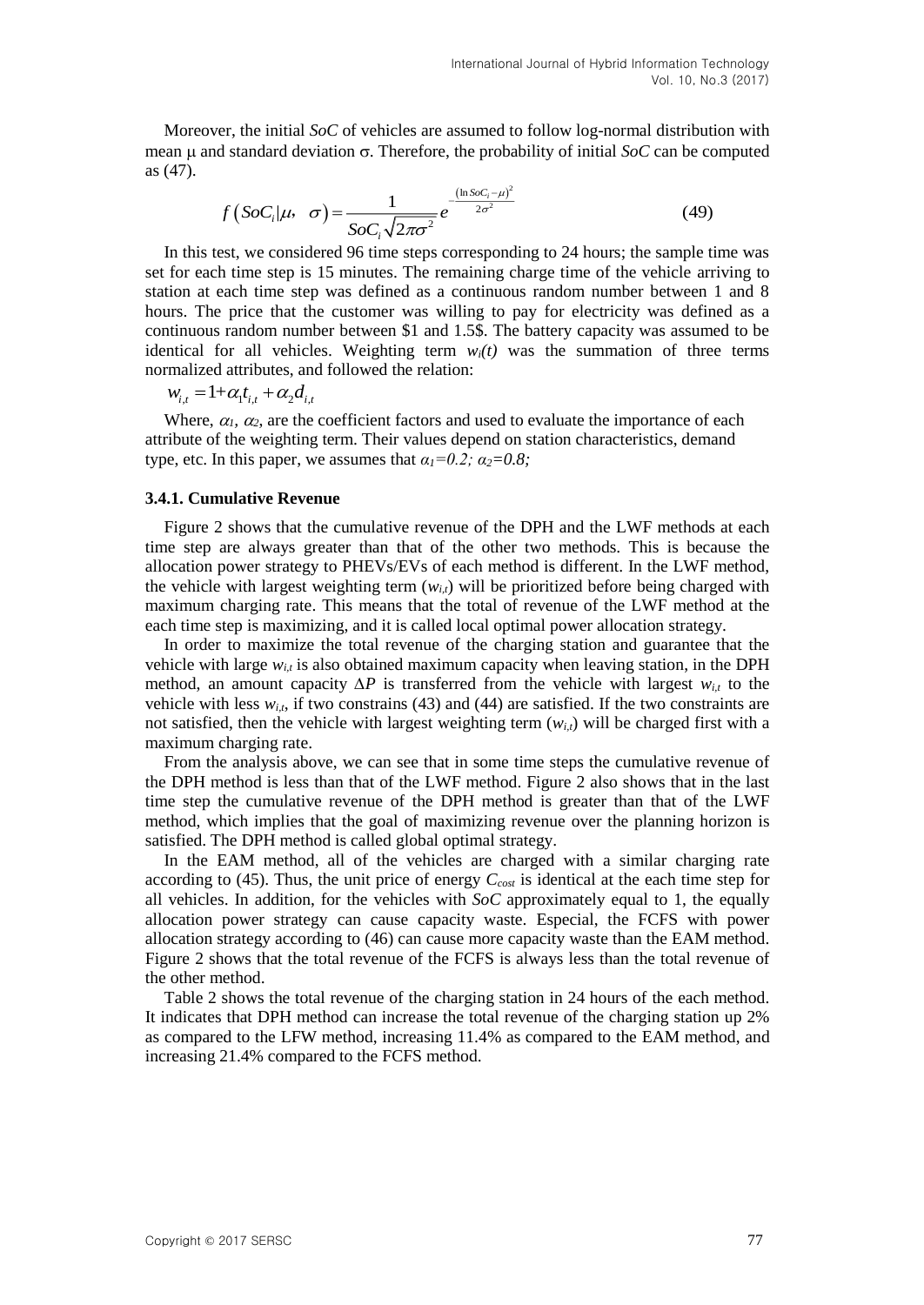Moreover, the initial *SoC* of vehicles are assumed to follow log-normal distribution with mean μ and standard deviation σ. Therefore, the probability of initial *SoC* can be computed as (47).

$$f\left(SoC_i|\mu,\ \sigma\right)=\frac{1}{SoC_i\sqrt{2\pi\sigma^2}}e^{-\frac{\left(\ln SoC_i-\mu\right)^2}{2\sigma^2}} \tag{49}$$

In this test, we considered 96 time steps corresponding to 24 hours; the sample time was set for each time step is 15 minutes. The remaining charge time of the vehicle arriving to station at each time step was defined as a continuous random number between 1 and 8 hours. The price that the customer was willing to pay for electricity was defined as a continuous random number between \$1 and 1.5\$. The battery capacity was assumed to be identical for all vehicles. Weighting term $w_i(t)$ was the summation of three terms normalized attributes, and followed the relation:

$w_{i,t}=1+\alpha_1 t_{i,t}+\alpha_2 d_{i,t}$

Where, $\alpha_1$, $\alpha_2$, are the coefficient factors and used to evaluate the importance of each attribute of the weighting term. Their values depend on station characteristics, demand type, etc. In this paper, we assumes that $\alpha_1=0.2$; $\alpha_2=0.8$;

### 3.4.1. Cumulative Revenue

Figure 2 shows that the cumulative revenue of the DPH and the LWF methods at each time step are always greater than that of the other two methods. This is because the allocation power strategy to PHEVs/EVs of each method is different. In the LWF method, the vehicle with largest weighting term ($w_{i,t}$) will be prioritized before being charged with maximum charging rate. This means that the total of revenue of the LWF method at the each time step is maximizing, and it is called local optimal power allocation strategy.

In order to maximize the total revenue of the charging station and guarantee that the vehicle with large $w_{i,t}$ is also obtained maximum capacity when leaving station, in the DPH method, an amount capacity $\Delta P$ is transferred from the vehicle with largest $w_{i,t}$ to the vehicle with less $w_{i,t}$, if two constrains (43) and (44) are satisfied. If the two constraints are not satisfied, then the vehicle with largest weighting term ($w_{i,t}$) will be charged first with a maximum charging rate.

From the analysis above, we can see that in some time steps the cumulative revenue of the DPH method is less than that of the LWF method. Figure 2 also shows that in the last time step the cumulative revenue of the DPH method is greater than that of the LWF method, which implies that the goal of maximizing revenue over the planning horizon is satisfied. The DPH method is called global optimal strategy.

In the EAM method, all of the vehicles are charged with a similar charging rate according to (45). Thus, the unit price of energy $C_{cost}$ is identical at the each time step for all vehicles. In addition, for the vehicles with *SoC* approximately equal to 1, the equally allocation power strategy can cause capacity waste. Especial, the FCFS with power allocation strategy according to (46) can cause more capacity waste than the EAM method. Figure 2 shows that the total revenue of the FCFS is always less than the total revenue of the other method.

Table 2 shows the total revenue of the charging station in 24 hours of the each method. It indicates that DPH method can increase the total revenue of the charging station up 2% as compared to the LFW method, increasing 11.4% as compared to the EAM method, and increasing 21.4% compared to the FCFS method.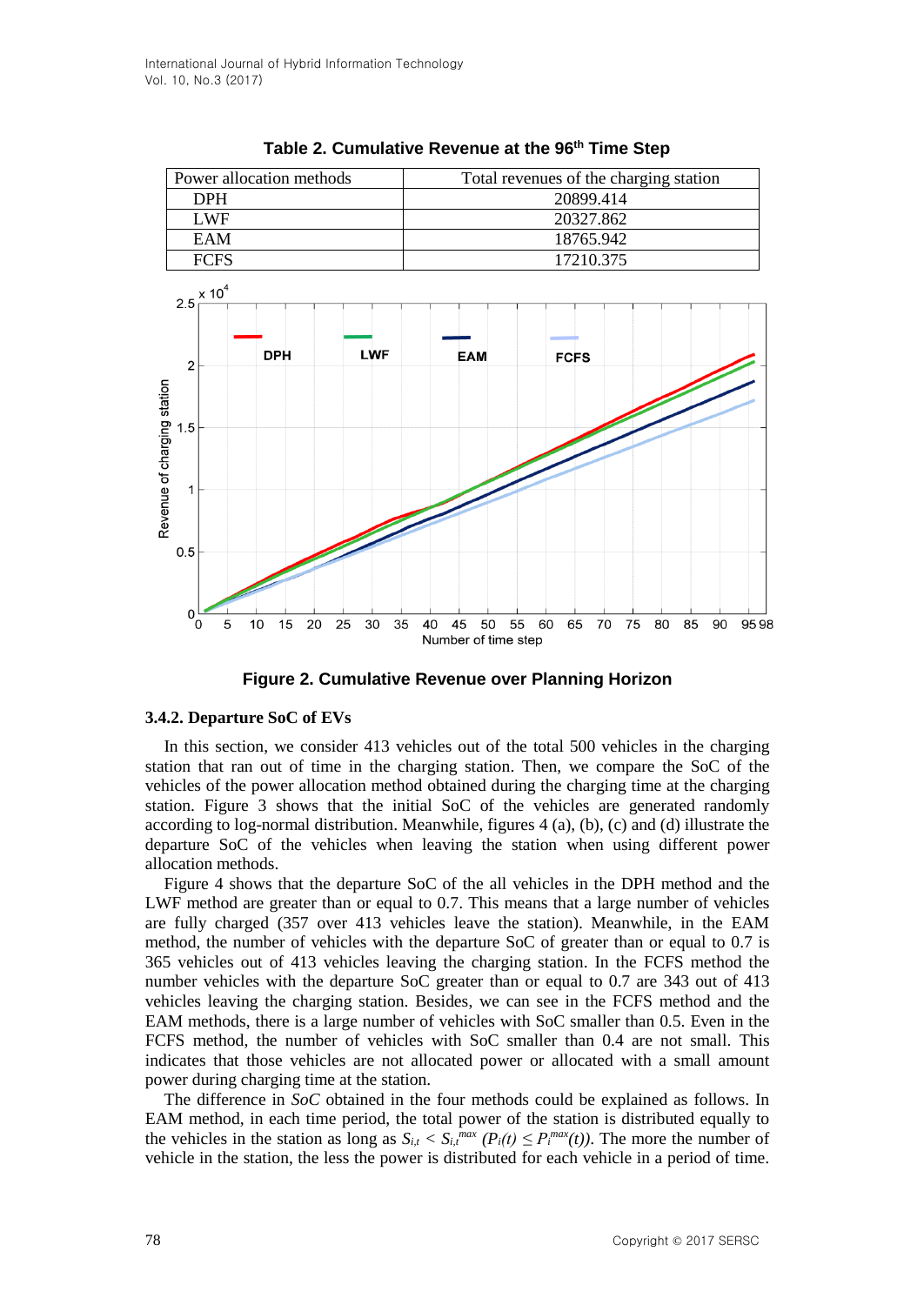**Table 2. Cumulative Revenue at the 96th Time Step**

| Power allocation methods | Total revenues of the charging station |
| --- | --- |
| DPH | 20899.414 |
| LWF | 20327.862 |
| EAM | 18765.942 |
| FCFS | 17210.375 |

**Figure 2. Cumulative Revenue over Planning Horizon**

### 3.4.2. Departure SoC of EVs

In this section, we consider 413 vehicles out of the total 500 vehicles in the charging station that ran out of time in the charging station. Then, we compare the SoC of the vehicles of the power allocation method obtained during the charging time at the charging station. Figure 3 shows that the initial SoC of the vehicles are generated randomly according to log-normal distribution. Meanwhile, figures 4 (a), (b), (c) and (d) illustrate the departure SoC of the vehicles when leaving the station when using different power allocation methods.

Figure 4 shows that the departure SoC of the all vehicles in the DPH method and the LWF method are greater than or equal to 0.7. This means that a large number of vehicles are fully charged (357 over 413 vehicles leave the station). Meanwhile, in the EAM method, the number of vehicles with the departure SoC of greater than or equal to 0.7 is 365 vehicles out of 413 vehicles leaving the charging station. In the FCFS method the number vehicles with the departure SoC greater than or equal to 0.7 are 343 out of 413 vehicles leaving the charging station. Besides, we can see in the FCFS method and the EAM methods, there is a large number of vehicles with SoC smaller than 0.5. Even in the FCFS method, the number of vehicles with SoC smaller than 0.4 are not small. This indicates that those vehicles are not allocated power or allocated with a small amount power during charging time at the station.

The difference in *SoC* obtained in the four methods could be explained as follows. In EAM method, in each time period, the total power of the station is distributed equally to the vehicles in the station as long as $S_{i,t} < S_{i,t}^{max}$ $(P_i(t) \le P_i^{max}(t))$. The more the number of vehicle in the station, the less the power is distributed for each vehicle in a period of time.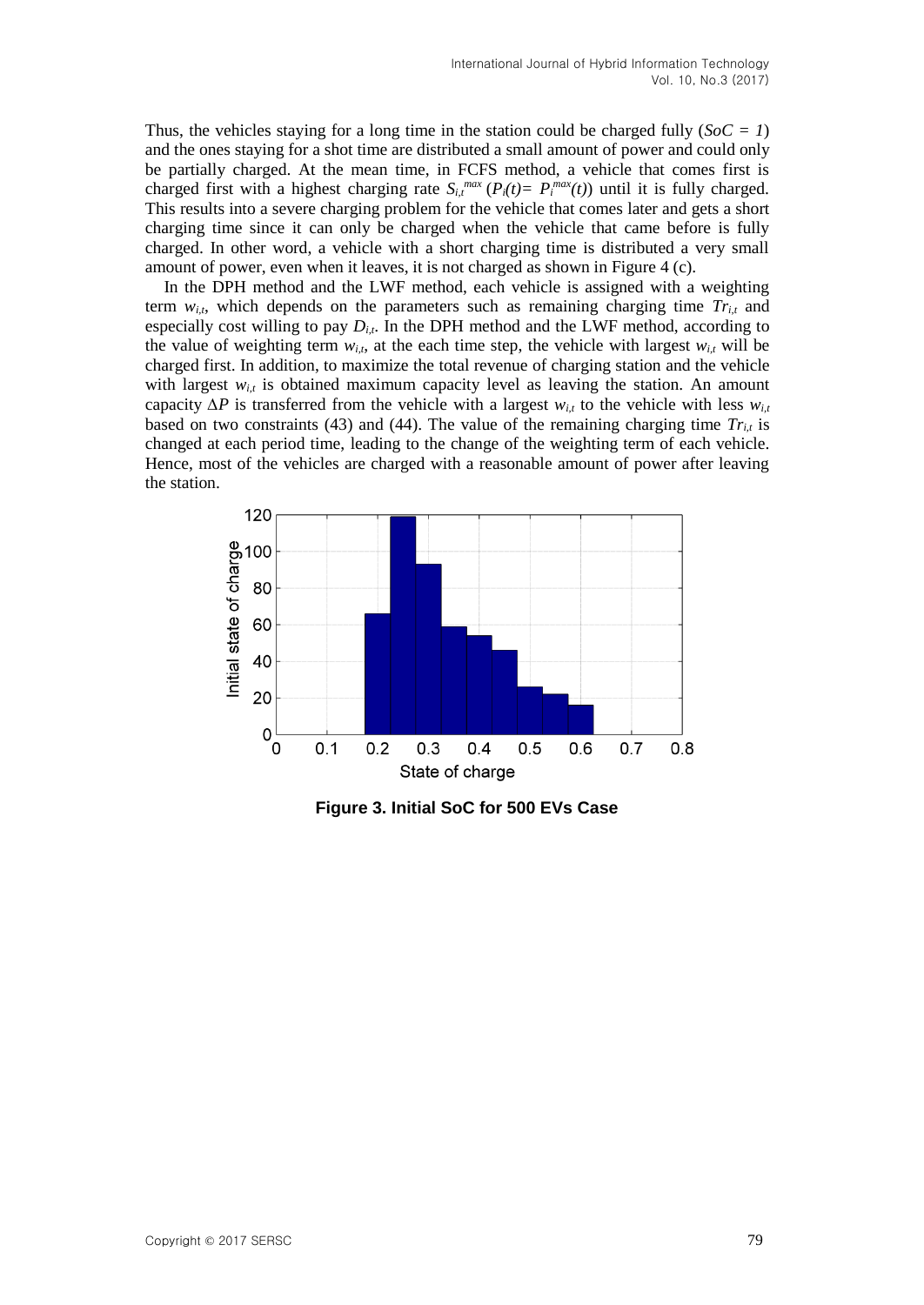Thus, the vehicles staying for a long time in the station could be charged fully ($SoC = 1$) and the ones staying for a shot time are distributed a small amount of power and could only be partially charged. At the mean time, in FCFS method, a vehicle that comes first is charged first with a highest charging rate $S_{i,t}^{max}$ ($P_i(t)= P_i^{max}(t)$) until it is fully charged. This results into a severe charging problem for the vehicle that comes later and gets a short charging time since it can only be charged when the vehicle that came before is fully charged. In other word, a vehicle with a short charging time is distributed a very small amount of power, even when it leaves, it is not charged as shown in Figure 4 (c).

In the DPH method and the LWF method, each vehicle is assigned with a weighting term $w_{i,t}$, which depends on the parameters such as remaining charging time $Tr_{i,t}$ and especially cost willing to pay $D_{i,t}$. In the DPH method and the LWF method, according to the value of weighting term $w_{i,t}$, at the each time step, the vehicle with largest $w_{i,t}$ will be charged first. In addition, to maximize the total revenue of charging station and the vehicle with largest $w_{i,t}$ is obtained maximum capacity level as leaving the station. An amount capacity $\Delta P$ is transferred from the vehicle with a largest $w_{i,t}$ to the vehicle with less $w_{i,t}$ based on two constraints (43) and (44). The value of the remaining charging time $Tr_{i,t}$ is changed at each period time, leading to the change of the weighting term of each vehicle. Hence, most of the vehicles are charged with a reasonable amount of power after leaving the station.

**Figure 3. Initial SoC for 500 EVs Case**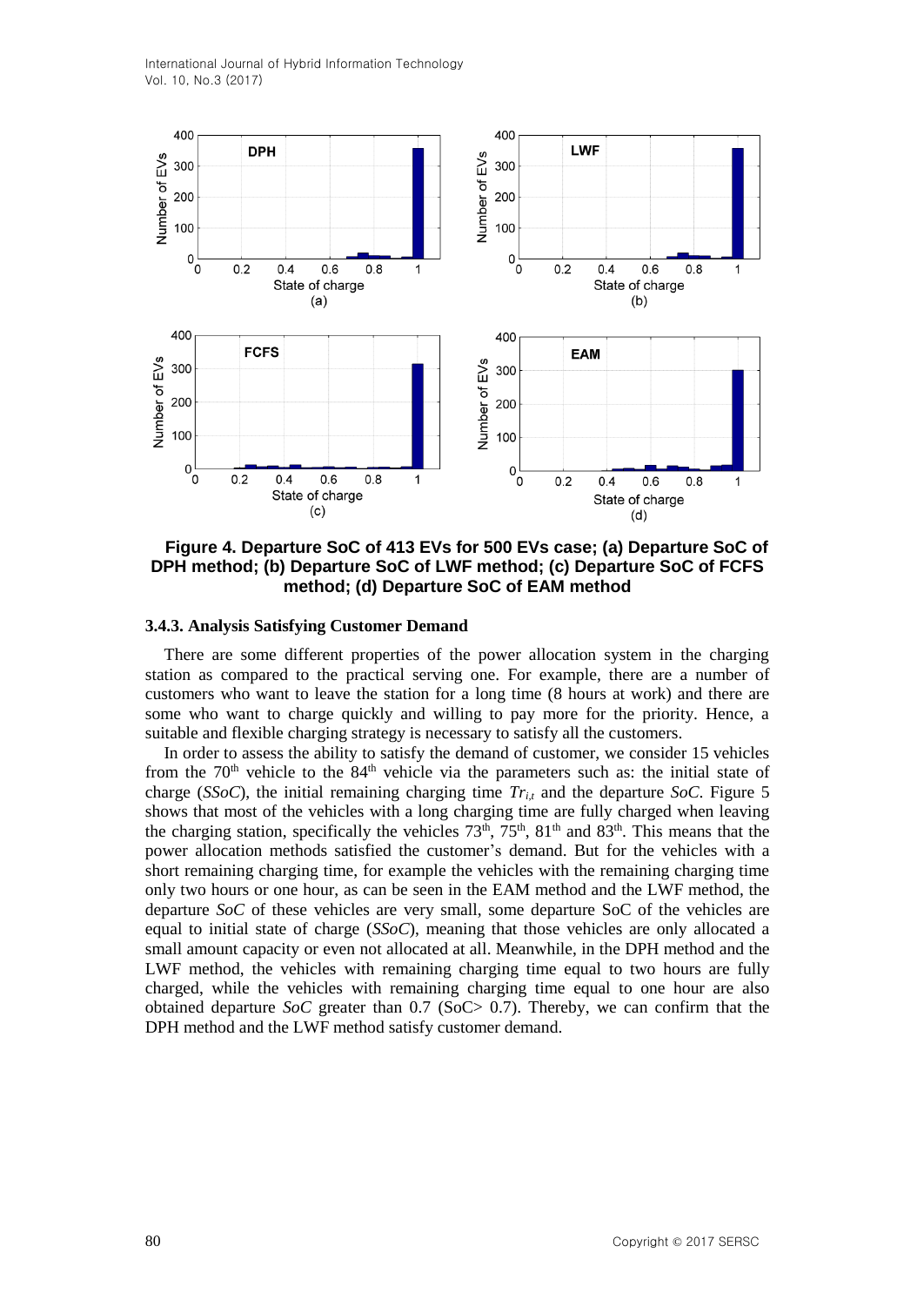**Figure 4. Departure SoC of 413 EVs for 500 EVs case; (a) Departure SoC of DPH method; (b) Departure SoC of LWF method; (c) Departure SoC of FCFS method; (d) Departure SoC of EAM method**

### 3.4.3. Analysis Satisfying Customer Demand

There are some different properties of the power allocation system in the charging station as compared to the practical serving one. For example, there are a number of customers who want to leave the station for a long time (8 hours at work) and there are some who want to charge quickly and willing to pay more for the priority. Hence, a suitable and flexible charging strategy is necessary to satisfy all the customers.

In order to assess the ability to satisfy the demand of customer, we consider 15 vehicles from the 70th vehicle to the 84th vehicle via the parameters such as: the initial state of charge (*SSoC*), the initial remaining charging time $Tr_{i,t}$ and the departure *SoC*. Figure 5 shows that most of the vehicles with a long charging time are fully charged when leaving the charging station, specifically the vehicles 73th, 75th, 81th and 83th. This means that the power allocation methods satisfied the customer's demand. But for the vehicles with a short remaining charging time, for example the vehicles with the remaining charging time only two hours or one hour, as can be seen in the EAM method and the LWF method, the departure *SoC* of these vehicles are very small, some departure SoC of the vehicles are equal to initial state of charge (*SSoC*), meaning that those vehicles are only allocated a small amount capacity or even not allocated at all. Meanwhile, in the DPH method and the LWF method, the vehicles with remaining charging time equal to two hours are fully charged, while the vehicles with remaining charging time equal to one hour are also obtained departure *SoC* greater than 0.7 (SoC> 0.7). Thereby, we can confirm that the DPH method and the LWF method satisfy customer demand.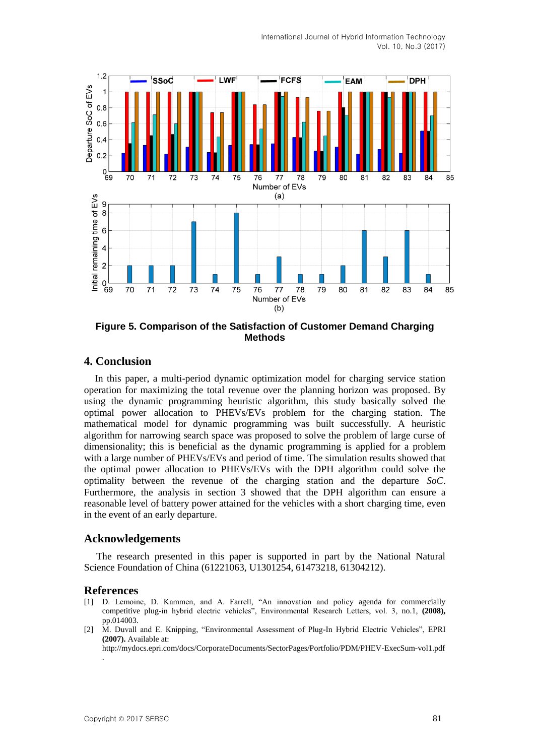**Figure 5. Comparison of the Satisfaction of Customer Demand Charging Methods**

## 4. Conclusion

In this paper, a multi-period dynamic optimization model for charging service station operation for maximizing the total revenue over the planning horizon was proposed. By using the dynamic programming heuristic algorithm, this study basically solved the optimal power allocation to PHEVs/EVs problem for the charging station. The mathematical model for dynamic programming was built successfully. A heuristic algorithm for narrowing search space was proposed to solve the problem of large curse of dimensionality; this is beneficial as the dynamic programming is applied for a problem with a large number of PHEVs/EVs and period of time. The simulation results showed that the optimal power allocation to PHEVs/EVs with the DPH algorithm could solve the optimality between the revenue of the charging station and the departure *SoC*. Furthermore, the analysis in section 3 showed that the DPH algorithm can ensure a reasonable level of battery power attained for the vehicles with a short charging time, even in the event of an early departure.

## Acknowledgements

The research presented in this paper is supported in part by the National Natural Science Foundation of China (61221063, U1301254, 61473218, 61304212).

## References

[1] D. Lemoine, D. Kammen, and A. Farrell, "An innovation and policy agenda for commercially competitive plug-in hybrid electric vehicles", Environmental Research Letters, vol. 3, no.1, **(2008),** pp.014003.

[2] M. Duvall and E. Knipping, "Environmental Assessment of Plug-In Hybrid Electric Vehicles", EPRI **(2007).** Available at: http://mydocs.epri.com/docs/CorporateDocuments/SectorPages/Portfolio/PDM/PHEV-ExecSum-vol1.pdf.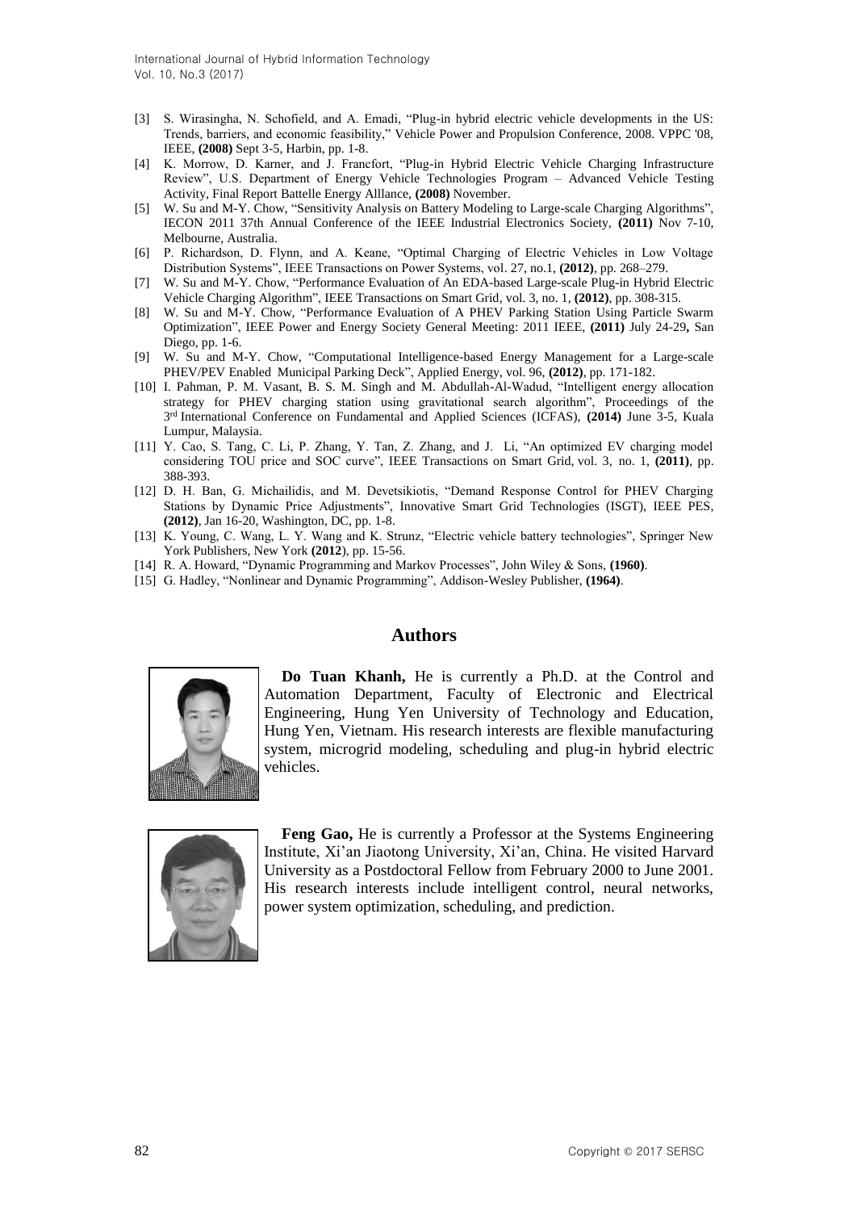[3] S. Wirasingha, N. Schofield, and A. Emadi, "Plug-in hybrid electric vehicle developments in the US: Trends, barriers, and economic feasibility," Vehicle Power and Propulsion Conference, 2008. VPPC '08, IEEE, **(2008)** Sept 3-5, Harbin, pp. 1-8.

[4] K. Morrow, D. Karner, and J. Francfort, "Plug-in Hybrid Electric Vehicle Charging Infrastructure Review", U.S. Department of Energy Vehicle Technologies Program – Advanced Vehicle Testing Activity, Final Report Battelle Energy Allliance, **(2008)** November.

[5] W. Su and M-Y. Chow, "Sensitivity Analysis on Battery Modeling to Large-scale Charging Algorithms", IECON 2011 37th Annual Conference of the IEEE Industrial Electronics Society, **(2011)** Nov 7-10, Melbourne, Australia.

[6] P. Richardson, D. Flynn, and A. Keane, "Optimal Charging of Electric Vehicles in Low Voltage Distribution Systems", IEEE Transactions on Power Systems, vol. 27, no.1, **(2012)**, pp. 268–279.

[7] W. Su and M-Y. Chow, "Performance Evaluation of An EDA-based Large-scale Plug-in Hybrid Electric Vehicle Charging Algorithm", IEEE Transactions on Smart Grid, vol. 3, no. 1, **(2012)**, pp. 308-315.

[8] W. Su and M-Y. Chow, "Performance Evaluation of A PHEV Parking Station Using Particle Swarm Optimization", IEEE Power and Energy Society General Meeting: 2011 IEEE, **(2011)** July 24-29**,** San Diego, pp. 1-6.

[9] W. Su and M-Y. Chow, "Computational Intelligence-based Energy Management for a Large-scale PHEV/PEV Enabled Municipal Parking Deck", Applied Energy, vol. 96, **(2012)**, pp. 171-182.

[10] I. Pahman, P. M. Vasant, B. S. M. Singh and M. Abdullah-Al-Wadud, "Intelligent energy allocation strategy for PHEV charging station using gravitational search algorithm", Proceedings of the 3rd International Conference on Fundamental and Applied Sciences (ICFAS), **(2014)** June 3-5, Kuala Lumpur, Malaysia.

[11] Y. Cao, S. Tang, C. Li, P. Zhang, Y. Tan, Z. Zhang, and J. Li, "An optimized EV charging model considering TOU price and SOC curve", IEEE Transactions on Smart Grid, vol. 3, no. 1, **(2011)**, pp. 388-393.

[12] D. H. Ban, G. Michailidis, and M. Devetsikiotis, "Demand Response Control for PHEV Charging Stations by Dynamic Price Adjustments", Innovative Smart Grid Technologies (ISGT), IEEE PES, **(2012)**, Jan 16-20, Washington, DC, pp. 1-8.

[13] K. Young, C. Wang, L. Y. Wang and K. Strunz, "Electric vehicle battery technologies", Springer New York Publishers, New York **(2012**), pp. 15-56.

[14] R. A. Howard, "Dynamic Programming and Markov Processes", John Wiley & Sons, **(1960)**.

[15] G. Hadley, "Nonlinear and Dynamic Programming", Addison-Wesley Publisher, **(1964)**.

## Authors

**Do Tuan Khanh,** He is currently a Ph.D. at the Control and Automation Department, Faculty of Electronic and Electrical Engineering, Hung Yen University of Technology and Education, Hung Yen, Vietnam. His research interests are flexible manufacturing system, microgrid modeling, scheduling and plug-in hybrid electric vehicles.

**Feng Gao,** He is currently a Professor at the Systems Engineering Institute, Xi'an Jiaotong University, Xi'an, China. He visited Harvard University as a Postdoctoral Fellow from February 2000 to June 2001. His research interests include intelligent control, neural networks, power system optimization, scheduling, and prediction.